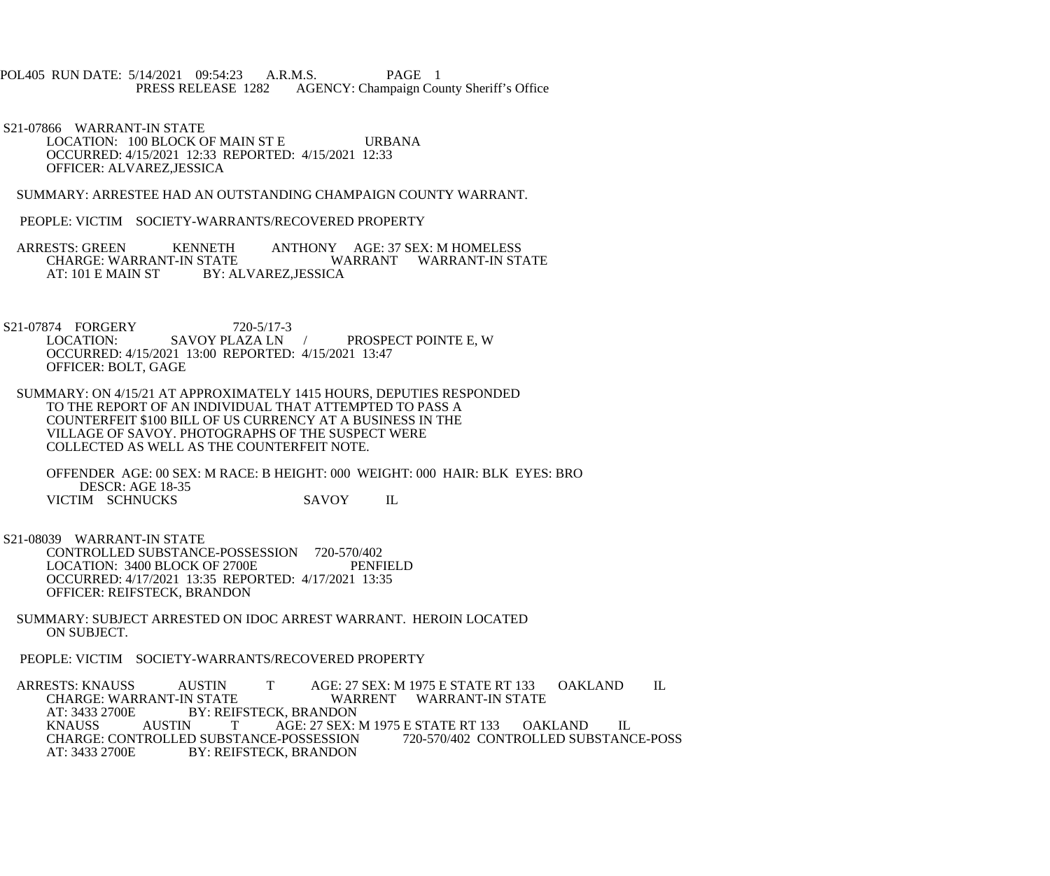POL405 RUN DATE: 5/14/2021 09:54:23 A.R.M.S. PAGE 1
PRESS RELEASE 1282 AGENCY: Champaign County Sheriff's Office

S21-07866 WARRANT-IN STATE
LOCATION: 100 BLOCK OF MAIN ST E URBANA
OCCURRED: 4/15/2021 12:33 REPORTED: 4/15/2021 12:33
OFFICER: ALVAREZ,JESSICA

SUMMARY: ARRESTEE HAD AN OUTSTANDING CHAMPAIGN COUNTY WARRANT.

PEOPLE: VICTIM SOCIETY-WARRANTS/RECOVERED PROPERTY

ARRESTS: GREEN KENNETH ANTHONY AGE: 37 SEX: M HOMELESS
CHARGE: WARRANT-IN STATE WARRANT WARRANT-IN STATE
AT: 101 E MAIN ST BY: ALVAREZ,JESSICA

S21-07874 FORGERY 720-5/17-3
LOCATION: SAVOY PLAZA LN / PROSPECT POINTE E, W
OCCURRED: 4/15/2021 13:00 REPORTED: 4/15/2021 13:47
OFFICER: BOLT, GAGE

SUMMARY: ON 4/15/21 AT APPROXIMATELY 1415 HOURS, DEPUTIES RESPONDED TO THE REPORT OF AN INDIVIDUAL THAT ATTEMPTED TO PASS A COUNTERFEIT $100 BILL OF US CURRENCY AT A BUSINESS IN THE VILLAGE OF SAVOY. PHOTOGRAPHS OF THE SUSPECT WERE COLLECTED AS WELL AS THE COUNTERFEIT NOTE.

OFFENDER AGE: 00 SEX: M RACE: B HEIGHT: 000 WEIGHT: 000 HAIR: BLK EYES: BRO
DESCR: AGE 18-35
VICTIM SCHNUCKS SAVOY IL

S21-08039 WARRANT-IN STATE
CONTROLLED SUBSTANCE-POSSESSION 720-570/402
LOCATION: 3400 BLOCK OF 2700E PENFIELD
OCCURRED: 4/17/2021 13:35 REPORTED: 4/17/2021 13:35
OFFICER: REIFSTECK, BRANDON

SUMMARY: SUBJECT ARRESTED ON IDOC ARREST WARRANT. HEROIN LOCATED ON SUBJECT.

PEOPLE: VICTIM SOCIETY-WARRANTS/RECOVERED PROPERTY

ARRESTS: KNAUSS AUSTIN T AGE: 27 SEX: M 1975 E STATE RT 133 OAKLAND IL
CHARGE: WARRANT-IN STATE WARRENT WARRANT-IN STATE
AT: 3433 2700E BY: REIFSTECK, BRANDON
KNAUSS AUSTIN T AGE: 27 SEX: M 1975 E STATE RT 133 OAKLAND IL
CHARGE: CONTROLLED SUBSTANCE-POSSESSION 720-570/402 CONTROLLED SUBSTANCE-POSS
AT: 3433 2700E BY: REIFSTECK, BRANDON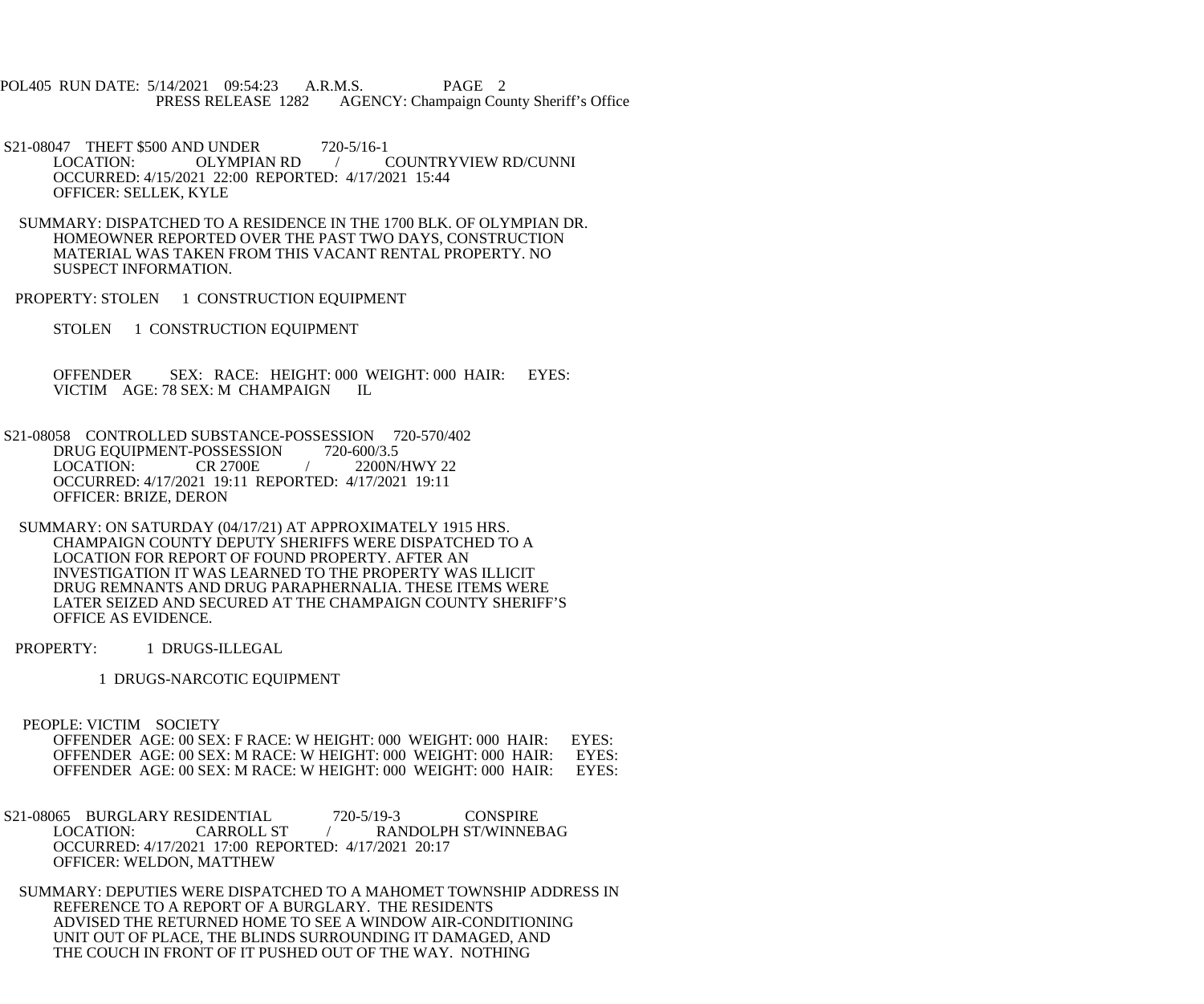S21-08047 THEFT $500 AND UNDER 720-5/16-1
LOCATION: OLYMPIAN RD / COUNTRYVIEW RD/CUNNI
OCCURRED: 4/15/2021 22:00 REPORTED: 4/17/2021 15:44
OFFICER: SELLEK, KYLE

SUMMARY: DISPATCHED TO A RESIDENCE IN THE 1700 BLK. OF OLYMPIAN DR. HOMEOWNER REPORTED OVER THE PAST TWO DAYS, CONSTRUCTION MATERIAL WAS TAKEN FROM THIS VACANT RENTAL PROPERTY. NO SUSPECT INFORMATION.

PROPERTY: STOLEN 1 CONSTRUCTION EQUIPMENT

STOLEN 1 CONSTRUCTION EQUIPMENT

OFFENDER SEX: RACE: HEIGHT: 000 WEIGHT: 000 HAIR: EYES:
VICTIM AGE: 78 SEX: M CHAMPAIGN IL

S21-08058 CONTROLLED SUBSTANCE-POSSESSION 720-570/402
DRUG EQUIPMENT-POSSESSION 720-600/3.5
LOCATION: CR 2700E / 2200N/HWY 22
OCCURRED: 4/17/2021 19:11 REPORTED: 4/17/2021 19:11
OFFICER: BRIZE, DERON

SUMMARY: ON SATURDAY (04/17/21) AT APPROXIMATELY 1915 HRS. CHAMPAIGN COUNTY DEPUTY SHERIFFS WERE DISPATCHED TO A LOCATION FOR REPORT OF FOUND PROPERTY. AFTER AN INVESTIGATION IT WAS LEARNED TO THE PROPERTY WAS ILLICIT DRUG REMNANTS AND DRUG PARAPHERNALIA. THESE ITEMS WERE LATER SEIZED AND SECURED AT THE CHAMPAIGN COUNTY SHERIFF'S OFFICE AS EVIDENCE.

PROPERTY: 1 DRUGS-ILLEGAL

1 DRUGS-NARCOTIC EQUIPMENT

PEOPLE: VICTIM SOCIETY
OFFENDER AGE: 00 SEX: F RACE: W HEIGHT: 000 WEIGHT: 000 HAIR: EYES:
OFFENDER AGE: 00 SEX: M RACE: W HEIGHT: 000 WEIGHT: 000 HAIR: EYES:
OFFENDER AGE: 00 SEX: M RACE: W HEIGHT: 000 WEIGHT: 000 HAIR: EYES:

S21-08065 BURGLARY RESIDENTIAL 720-5/19-3 CONSPIRE
LOCATION: CARROLL ST / RANDOLPH ST/WINNEBAG
OCCURRED: 4/17/2021 17:00 REPORTED: 4/17/2021 20:17
OFFICER: WELDON, MATTHEW

SUMMARY: DEPUTIES WERE DISPATCHED TO A MAHOMET TOWNSHIP ADDRESS IN REFERENCE TO A REPORT OF A BURGLARY. THE RESIDENTS ADVISED THE RETURNED HOME TO SEE A WINDOW AIR-CONDITIONING UNIT OUT OF PLACE, THE BLINDS SURROUNDING IT DAMAGED, AND THE COUCH IN FRONT OF IT PUSHED OUT OF THE WAY. NOTHING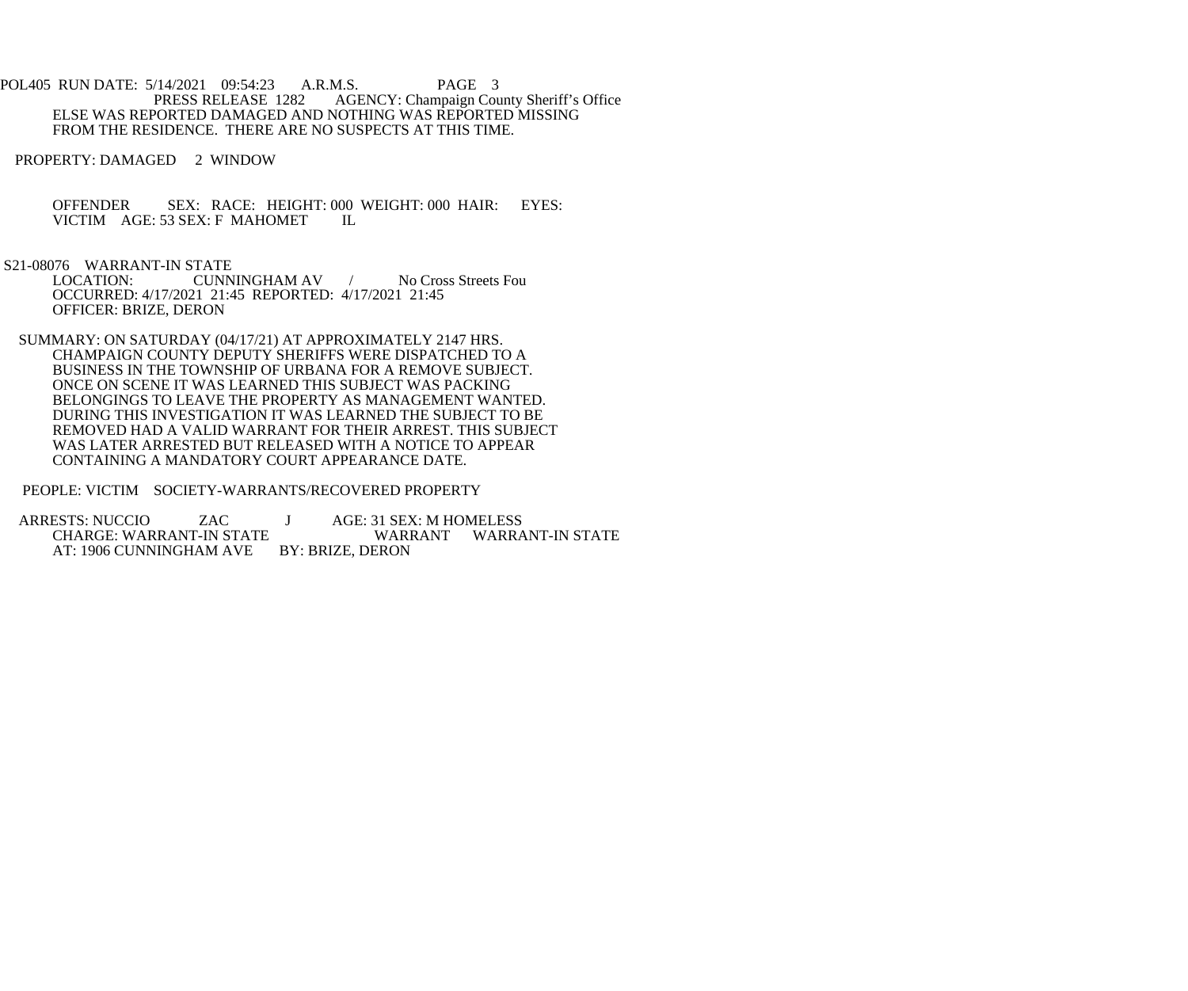ELSE WAS REPORTED DAMAGED AND NOTHING WAS REPORTED MISSING FROM THE RESIDENCE. THERE ARE NO SUSPECTS AT THIS TIME.

PROPERTY: DAMAGED 2 WINDOW

OFFENDER SEX: RACE: HEIGHT: 000 WEIGHT: 000 HAIR: EYES:
VICTIM AGE: 53 SEX: F MAHOMET IL

S21-08076 WARRANT-IN STATE
LOCATION: CUNNINGHAM AV / No Cross Streets Fou
OCCURRED: 4/17/2021 21:45 REPORTED: 4/17/2021 21:45
OFFICER: BRIZE, DERON

SUMMARY: ON SATURDAY (04/17/21) AT APPROXIMATELY 2147 HRS. CHAMPAIGN COUNTY DEPUTY SHERIFFS WERE DISPATCHED TO A BUSINESS IN THE TOWNSHIP OF URBANA FOR A REMOVE SUBJECT. ONCE ON SCENE IT WAS LEARNED THIS SUBJECT WAS PACKING BELONGINGS TO LEAVE THE PROPERTY AS MANAGEMENT WANTED. DURING THIS INVESTIGATION IT WAS LEARNED THE SUBJECT TO BE REMOVED HAD A VALID WARRANT FOR THEIR ARREST. THIS SUBJECT WAS LATER ARRESTED BUT RELEASED WITH A NOTICE TO APPEAR CONTAINING A MANDATORY COURT APPEARANCE DATE.

PEOPLE: VICTIM SOCIETY-WARRANTS/RECOVERED PROPERTY

ARRESTS: NUCCIO ZAC J AGE: 31 SEX: M HOMELESS
CHARGE: WARRANT-IN STATE WARRANT WARRANT-IN STATE
AT: 1906 CUNNINGHAM AVE BY: BRIZE, DERON